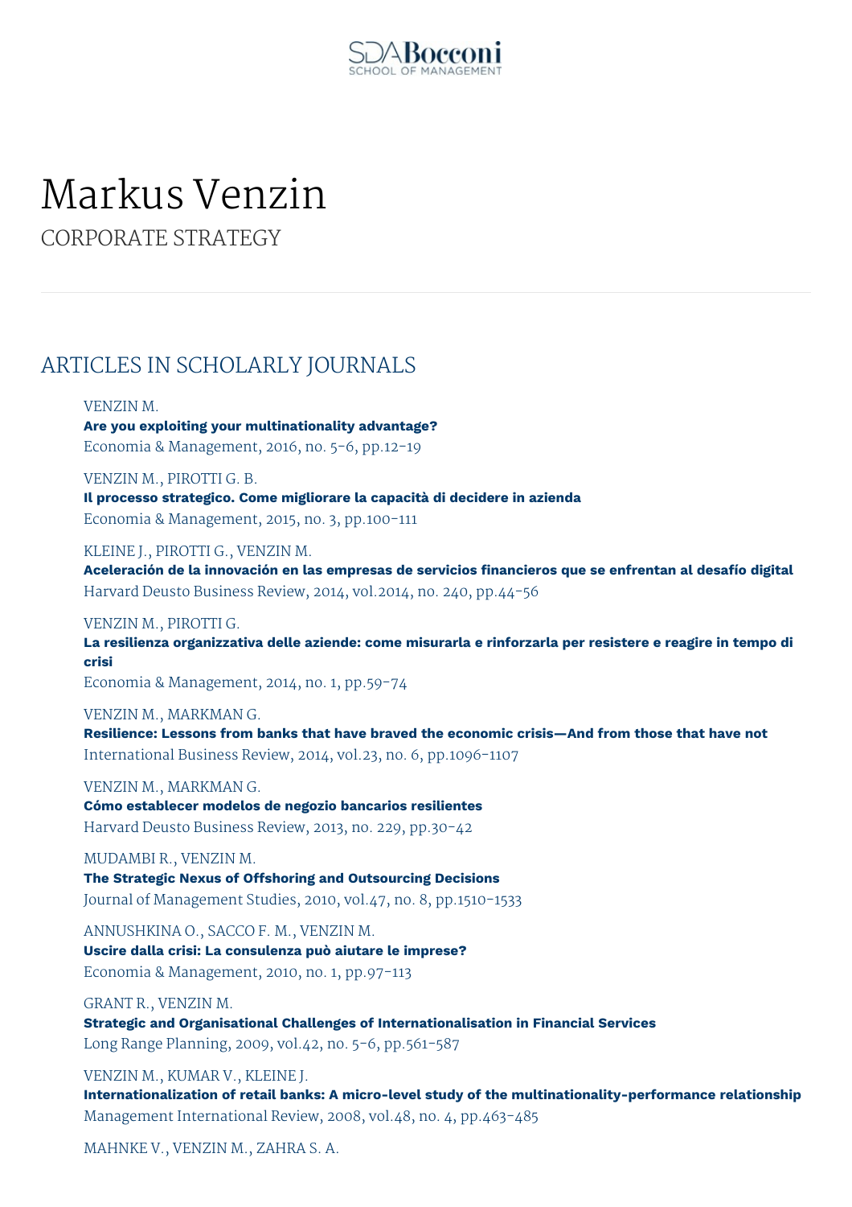# Markus Venzin

## CORPORATE STRATEGY

## ARTICLES IN SCHOLARLY JOURNALS

VENZIN M.
**Are you exploiting your multinationality advantage?**
Economia & Management, 2016, no. 5-6, pp.12-19

VENZIN M., PIROTTI G. B.
**Il processo strategico. Come migliorare la capacità di decidere in azienda**
Economia & Management, 2015, no. 3, pp.100-111

KLEINE J., PIROTTI G., VENZIN M.
**Aceleración de la innovación en las empresas de servicios financieros que se enfrentan al desafío digital**
Harvard Deusto Business Review, 2014, vol.2014, no. 240, pp.44-56

VENZIN M., PIROTTI G.
**La resilienza organizzativa delle aziende: come misurarla e rinforzarla per resistere e reagire in tempo di crisi**
Economia & Management, 2014, no. 1, pp.59-74

VENZIN M., MARKMAN G.
**Resilience: Lessons from banks that have braved the economic crisis—And from those that have not**
International Business Review, 2014, vol.23, no. 6, pp.1096-1107

VENZIN M., MARKMAN G.
**Cómo establecer modelos de negozio bancarios resilientes**
Harvard Deusto Business Review, 2013, no. 229, pp.30-42

MUDAMBI R., VENZIN M.
**The Strategic Nexus of Offshoring and Outsourcing Decisions**
Journal of Management Studies, 2010, vol.47, no. 8, pp.1510-1533

ANNUSHKINA O., SACCO F. M., VENZIN M.
**Uscire dalla crisi: La consulenza può aiutare le imprese?**
Economia & Management, 2010, no. 1, pp.97-113

GRANT R., VENZIN M.
**Strategic and Organisational Challenges of Internationalisation in Financial Services**
Long Range Planning, 2009, vol.42, no. 5-6, pp.561-587

VENZIN M., KUMAR V., KLEINE J.
**Internationalization of retail banks: A micro-level study of the multinationality-performance relationship**
Management International Review, 2008, vol.48, no. 4, pp.463-485

MAHNKE V., VENZIN M., ZAHRA S. A.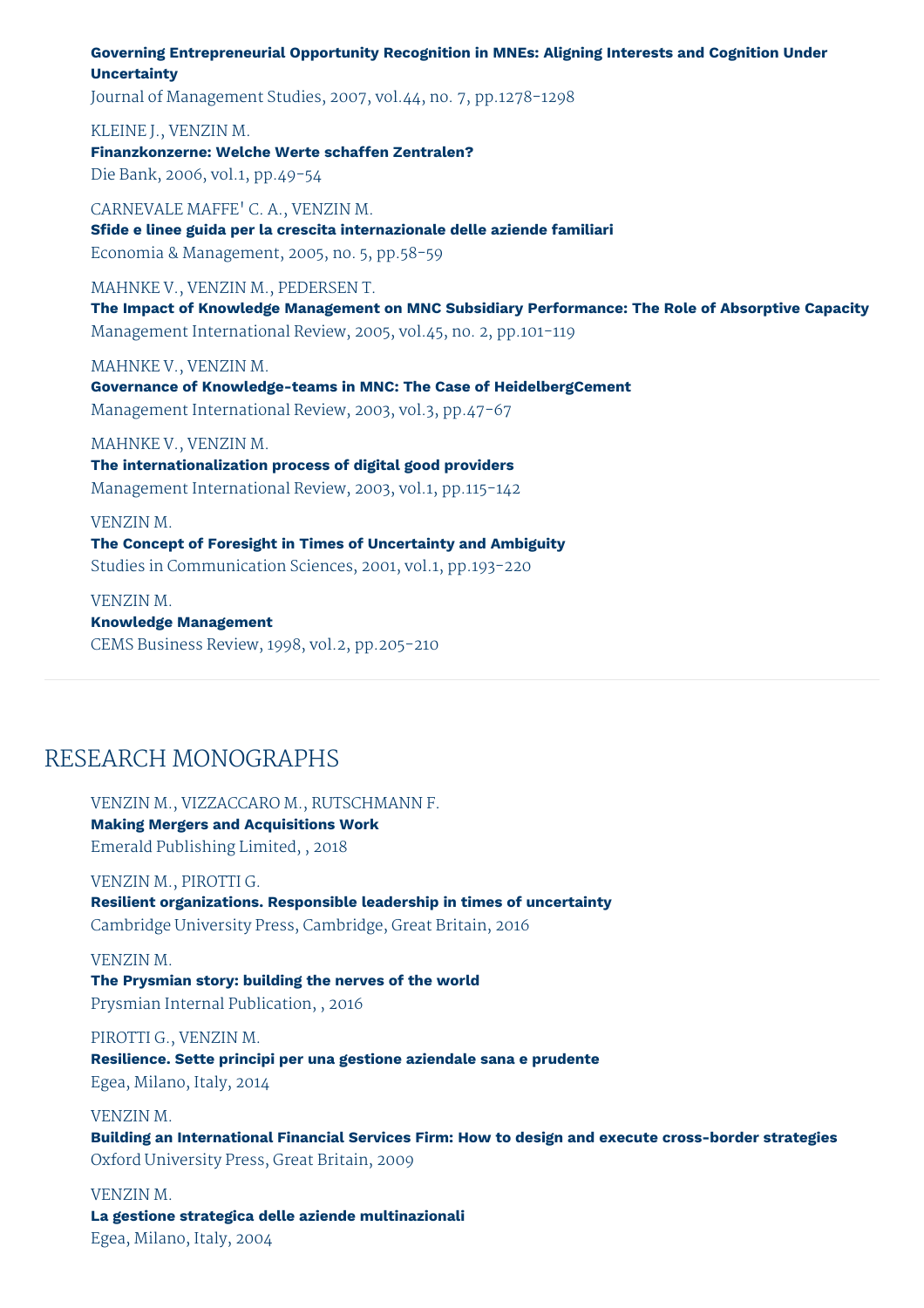**Governing Entrepreneurial Opportunity Recognition in MNEs: Aligning Interests and Cognition Under Uncertainty**
Journal of Management Studies, 2007, vol.44, no. 7, pp.1278-1298

KLEINE J., VENZIN M.
**Finanzkonzerne: Welche Werte schaffen Zentralen?**
Die Bank, 2006, vol.1, pp.49-54

CARNEVALE MAFFE' C. A., VENZIN M.
**Sfide e linee guida per la crescita internazionale delle aziende familiari**
Economia & Management, 2005, no. 5, pp.58-59

MAHNKE V., VENZIN M., PEDERSEN T.
**The Impact of Knowledge Management on MNC Subsidiary Performance: The Role of Absorptive Capacity**
Management International Review, 2005, vol.45, no. 2, pp.101-119

MAHNKE V., VENZIN M.
**Governance of Knowledge-teams in MNC: The Case of HeidelbergCement**
Management International Review, 2003, vol.3, pp.47-67

MAHNKE V., VENZIN M.
**The internationalization process of digital good providers**
Management International Review, 2003, vol.1, pp.115-142

VENZIN M.
**The Concept of Foresight in Times of Uncertainty and Ambiguity**
Studies in Communication Sciences, 2001, vol.1, pp.193-220

VENZIN M.
**Knowledge Management**
CEMS Business Review, 1998, vol.2, pp.205-210

## RESEARCH MONOGRAPHS

VENZIN M., VIZZACCARO M., RUTSCHMANN F.
**Making Mergers and Acquisitions Work**
Emerald Publishing Limited, , 2018

VENZIN M., PIROTTI G.
**Resilient organizations. Responsible leadership in times of uncertainty**
Cambridge University Press, Cambridge, Great Britain, 2016

VENZIN M.
**The Prysmian story: building the nerves of the world**
Prysmian Internal Publication, , 2016

PIROTTI G., VENZIN M.
**Resilience. Sette principi per una gestione aziendale sana e prudente**
Egea, Milano, Italy, 2014

VENZIN M.
**Building an International Financial Services Firm: How to design and execute cross-border strategies**
Oxford University Press, Great Britain, 2009

VENZIN M.
**La gestione strategica delle aziende multinazionali**
Egea, Milano, Italy, 2004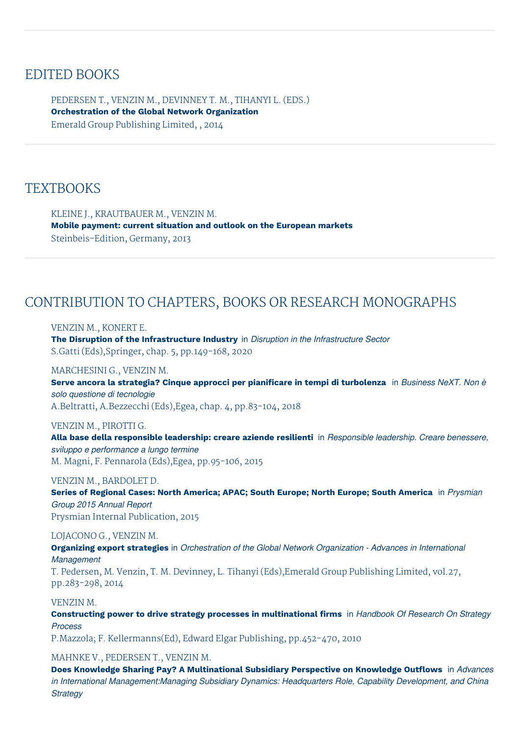## EDITED BOOKS

PEDERSEN T., VENZIN M., DEVINNEY T. M., TIHANYI L. (EDS.)
**Orchestration of the Global Network Organization**
Emerald Group Publishing Limited, , 2014

## TEXTBOOKS

KLEINE J., KRAUTBAUER M., VENZIN M.
**Mobile payment: current situation and outlook on the European markets**
Steinbeis-Edition, Germany, 2013

## CONTRIBUTION TO CHAPTERS, BOOKS OR RESEARCH MONOGRAPHS

VENZIN M., KONERT E.
**The Disruption of the Infrastructure Industry** in *Disruption in the Infrastructure Sector*
S.Gatti (Eds),Springer, chap. 5, pp.149-168, 2020

MARCHESINI G., VENZIN M.
**Serve ancora la strategia? Cinque approcci per pianificare in tempi di turbolenza** in *Business NeXT. Non è solo questione di tecnologie*
A.Beltratti, A.Bezzecchi (Eds),Egea, chap. 4, pp.83-104, 2018

VENZIN M., PIROTTI G.
**Alla base della responsible leadership: creare aziende resilienti** in *Responsible leadership. Creare benessere, sviluppo e performance a lungo termine*
M. Magni, F. Pennarola (Eds),Egea, pp.95-106, 2015

VENZIN M., BARDOLET D.
**Series of Regional Cases: North America; APAC; South Europe; North Europe; South America** in *Prysmian Group 2015 Annual Report*
Prysmian Internal Publication, 2015

LOJACONO G., VENZIN M.
**Organizing export strategies** in *Orchestration of the Global Network Organization - Advances in International Management*
T. Pedersen, M. Venzin, T. M. Devinney, L. Tihanyi (Eds),Emerald Group Publishing Limited, vol.27, pp.283-298, 2014

VENZIN M.
**Constructing power to drive strategy processes in multinational firms** in *Handbook Of Research On Strategy Process*
P.Mazzola; F. Kellermanns(Ed), Edward Elgar Publishing, pp.452-470, 2010

MAHNKE V., PEDERSEN T., VENZIN M.
**Does Knowledge Sharing Pay? A Multinational Subsidiary Perspective on Knowledge Outflows** in *Advances in International Management:Managing Subsidiary Dynamics: Headquarters Role, Capability Development, and China Strategy*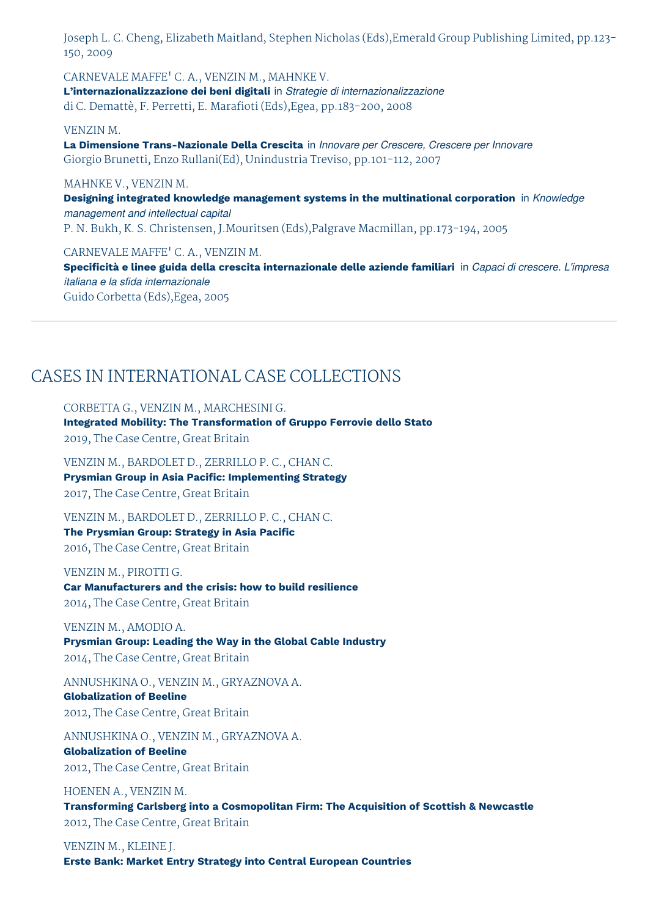Joseph L. C. Cheng, Elizabeth Maitland, Stephen Nicholas (Eds),Emerald Group Publishing Limited, pp.123-150, 2009

CARNEVALE MAFFE' C. A., VENZIN M., MAHNKE V.
**L'internazionalizzazione dei beni digitali** in *Strategie di internazionalizzazione*
di C. Demattè, F. Perretti, E. Marafioti (Eds),Egea, pp.183-200, 2008

VENZIN M.
**La Dimensione Trans-Nazionale Della Crescita** in *Innovare per Crescere, Crescere per Innovare*
Giorgio Brunetti, Enzo Rullani(Ed), Unindustria Treviso, pp.101-112, 2007

MAHNKE V., VENZIN M.
**Designing integrated knowledge management systems in the multinational corporation** in *Knowledge management and intellectual capital*
P. N. Bukh, K. S. Christensen, J.Mouritsen (Eds),Palgrave Macmillan, pp.173-194, 2005

CARNEVALE MAFFE' C. A., VENZIN M.
**Specificità e linee guida della crescita internazionale delle aziende familiari** in *Capaci di crescere. L'impresa italiana e la sfida internazionale*
Guido Corbetta (Eds),Egea, 2005

## CASES IN INTERNATIONAL CASE COLLECTIONS

CORBETTA G., VENZIN M., MARCHESINI G.
**Integrated Mobility: The Transformation of Gruppo Ferrovie dello Stato**
2019, The Case Centre, Great Britain

VENZIN M., BARDOLET D., ZERRILLO P. C., CHAN C.
**Prysmian Group in Asia Pacific: Implementing Strategy**
2017, The Case Centre, Great Britain

VENZIN M., BARDOLET D., ZERRILLO P. C., CHAN C.
**The Prysmian Group: Strategy in Asia Pacific**
2016, The Case Centre, Great Britain

VENZIN M., PIROTTI G.
**Car Manufacturers and the crisis: how to build resilience**
2014, The Case Centre, Great Britain

VENZIN M., AMODIO A.
**Prysmian Group: Leading the Way in the Global Cable Industry**
2014, The Case Centre, Great Britain

ANNUSHKINA O., VENZIN M., GRYAZNOVA A.
**Globalization of Beeline**
2012, The Case Centre, Great Britain

ANNUSHKINA O., VENZIN M., GRYAZNOVA A.
**Globalization of Beeline**
2012, The Case Centre, Great Britain

HOENEN A., VENZIN M.
**Transforming Carlsberg into a Cosmopolitan Firm: The Acquisition of Scottish & Newcastle**
2012, The Case Centre, Great Britain

VENZIN M., KLEINE J.
**Erste Bank: Market Entry Strategy into Central European Countries**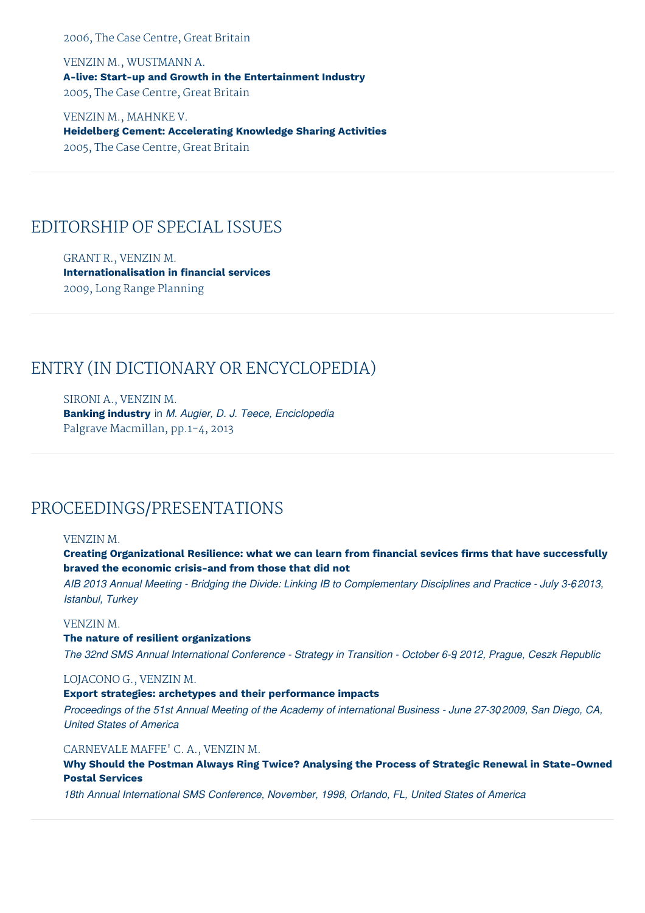2006, The Case Centre, Great Britain

VENZIN M., WUSTMANN A.
**A-live: Start-up and Growth in the Entertainment Industry**
2005, The Case Centre, Great Britain

VENZIN M., MAHNKE V.
**Heidelberg Cement: Accelerating Knowledge Sharing Activities**
2005, The Case Centre, Great Britain

## EDITORSHIP OF SPECIAL ISSUES

GRANT R., VENZIN M.
**Internationalisation in financial services**
2009, Long Range Planning

## ENTRY (IN DICTIONARY OR ENCYCLOPEDIA)

SIRONI A., VENZIN M.
**Banking industry** in *M. Augier, D. J. Teece, Enciclopedia*
Palgrave Macmillan, pp.1-4, 2013

## PROCEEDINGS/PRESENTATIONS

VENZIN M.
**Creating Organizational Resilience: what we can learn from financial sevices firms that have successfully braved the economic crisis-and from those that did not**
*AIB 2013 Annual Meeting - Bridging the Divide: Linking IB to Complementary Disciplines and Practice - July 3-6, 2013, Istanbul, Turkey*

VENZIN M.
**The nature of resilient organizations**
*The 32nd SMS Annual International Conference - Strategy in Transition - October 6-9, 2012, Prague, Ceszk Republic*

LOJACONO G., VENZIN M.
**Export strategies: archetypes and their performance impacts**
*Proceedings of the 51st Annual Meeting of the Academy of international Business - June 27-30, 2009, San Diego, CA, United States of America*

CARNEVALE MAFFE' C. A., VENZIN M.
**Why Should the Postman Always Ring Twice? Analysing the Process of Strategic Renewal in State-Owned Postal Services**
*18th Annual International SMS Conference, November, 1998, Orlando, FL, United States of America*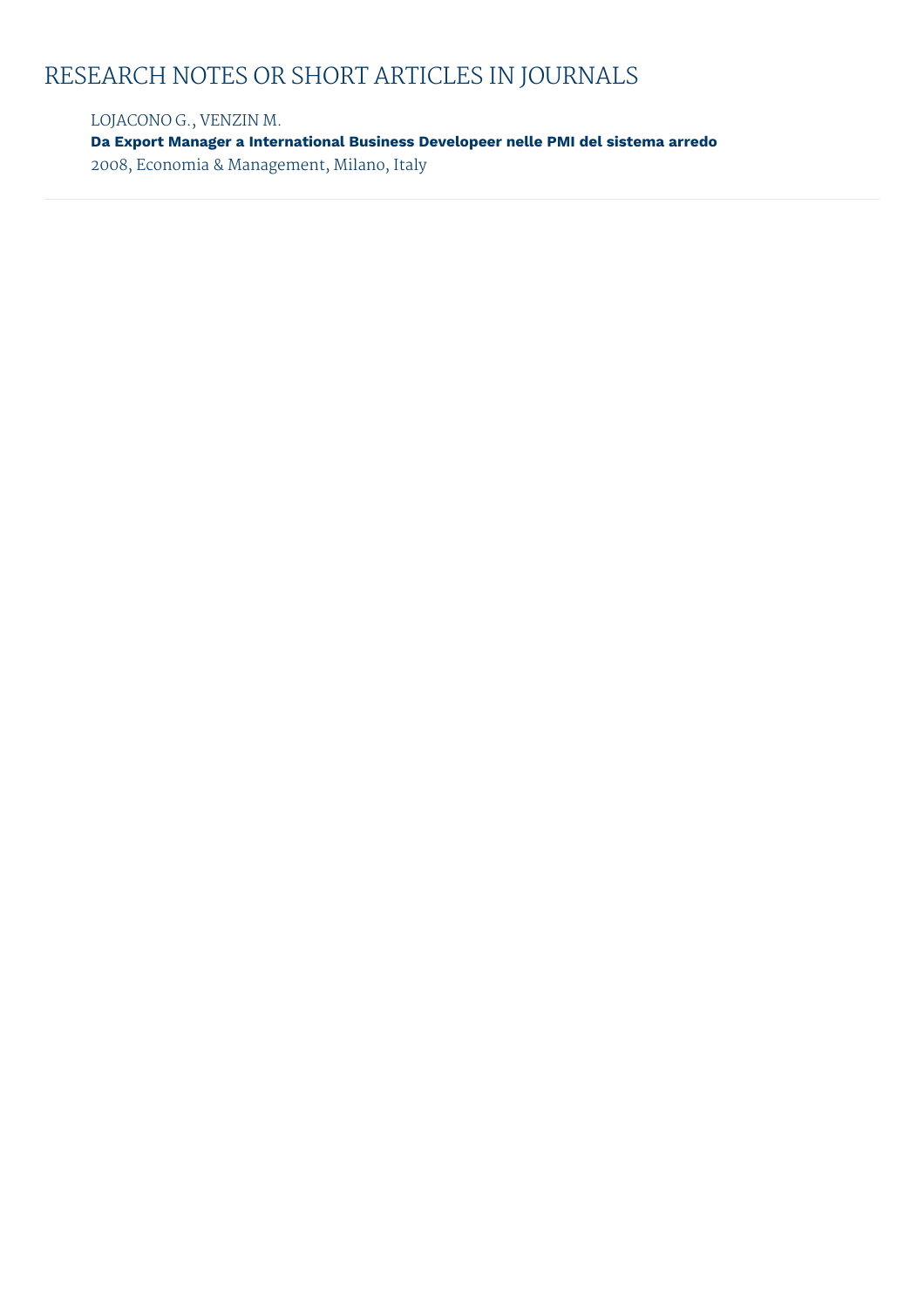# RESEARCH NOTES OR SHORT ARTICLES IN JOURNALS

LOJACONO G., VENZIN M.

**Da Export Manager a International Business Developeer nelle PMI del sistema arredo**

2008, Economia & Management, Milano, Italy